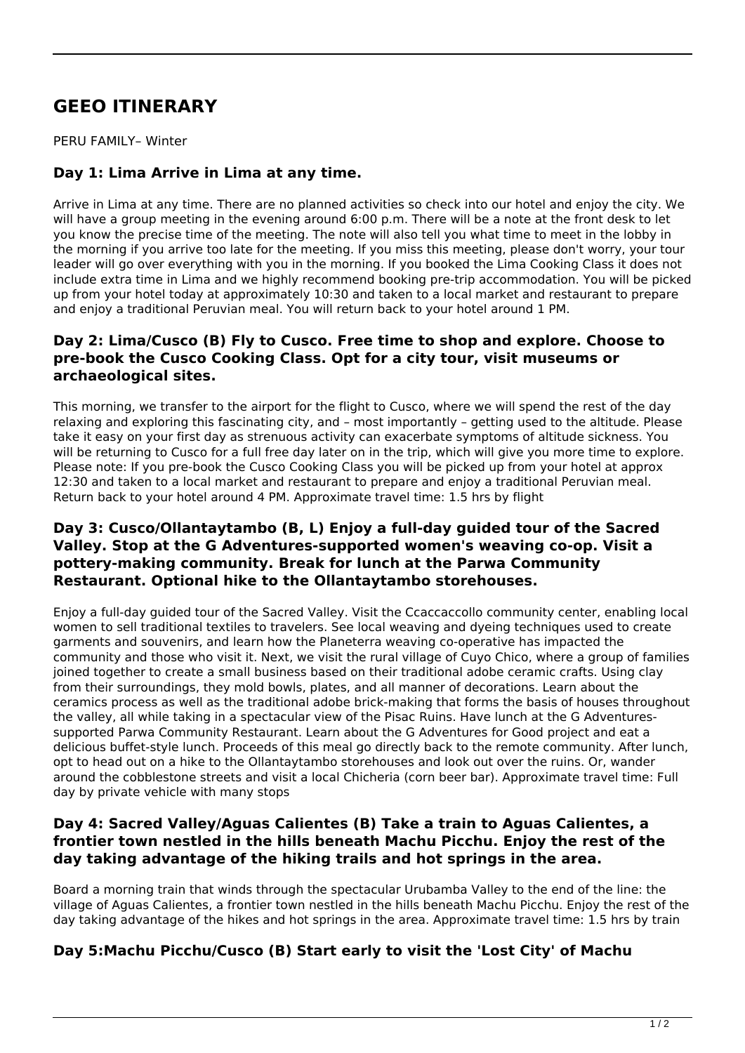# GEEO ITINERARY

PERU FAMILY– Winter

### Day 1: Lima Arrive in Lima at any time.

Arrive in Lima at any time. There are no planned activities so check into our hotel and enjoy the city. We will have a group meeting in the evening around 6:00 p.m. There will be a note at the front desk to let you know the precise time of the meeting. The note will also tell you what time to meet in the lobby in the morning if you arrive too late for the meeting. If you miss this meeting, please don't worry, your tour leader will go over everything with you in the morning. If you booked the Lima Cooking Class it does not include extra time in Lima and we highly recommend booking pre-trip accommodation. You will be picked up from your hotel today at approximately 10:30 and taken to a local market and restaurant to prepare and enjoy a traditional Peruvian meal. You will return back to your hotel around 1 PM.

### Day 2: Lima/Cusco (B) Fly to Cusco. Free time to shop and explore. Choose to pre-book the Cusco Cooking Class. Opt for a city tour, visit museums or archaeological sites.

This morning, we transfer to the airport for the flight to Cusco, where we will spend the rest of the day relaxing and exploring this fascinating city, and – most importantly – getting used to the altitude. Please take it easy on your first day as strenuous activity can exacerbate symptoms of altitude sickness. You will be returning to Cusco for a full free day later on in the trip, which will give you more time to explore. Please note: If you pre-book the Cusco Cooking Class you will be picked up from your hotel at approx 12:30 and taken to a local market and restaurant to prepare and enjoy a traditional Peruvian meal. Return back to your hotel around 4 PM. Approximate travel time: 1.5 hrs by flight

### Day 3: Cusco/Ollantaytambo (B, L) Enjoy a full-day guided tour of the Sacred Valley. Stop at the G Adventures-supported women's weaving co-op. Visit a pottery-making community. Break for lunch at the Parwa Community Restaurant. Optional hike to the Ollantaytambo storehouses.

Enjoy a full-day guided tour of the Sacred Valley. Visit the Ccaccaccollo community center, enabling local women to sell traditional textiles to travelers. See local weaving and dyeing techniques used to create garments and souvenirs, and learn how the Planeterra weaving co-operative has impacted the community and those who visit it. Next, we visit the rural village of Cuyo Chico, where a group of families joined together to create a small business based on their traditional adobe ceramic crafts. Using clay from their surroundings, they mold bowls, plates, and all manner of decorations. Learn about the ceramics process as well as the traditional adobe brick-making that forms the basis of houses throughout the valley, all while taking in a spectacular view of the Pisac Ruins. Have lunch at the G Adventures-supported Parwa Community Restaurant. Learn about the G Adventures for Good project and eat a delicious buffet-style lunch. Proceeds of this meal go directly back to the remote community. After lunch, opt to head out on a hike to the Ollantaytambo storehouses and look out over the ruins. Or, wander around the cobblestone streets and visit a local Chicheria (corn beer bar). Approximate travel time: Full day by private vehicle with many stops

### Day 4: Sacred Valley/Aguas Calientes (B) Take a train to Aguas Calientes, a frontier town nestled in the hills beneath Machu Picchu. Enjoy the rest of the day taking advantage of the hiking trails and hot springs in the area.

Board a morning train that winds through the spectacular Urubamba Valley to the end of the line: the village of Aguas Calientes, a frontier town nestled in the hills beneath Machu Picchu. Enjoy the rest of the day taking advantage of the hikes and hot springs in the area. Approximate travel time: 1.5 hrs by train

### Day 5:Machu Picchu/Cusco (B) Start early to visit the 'Lost City' of Machu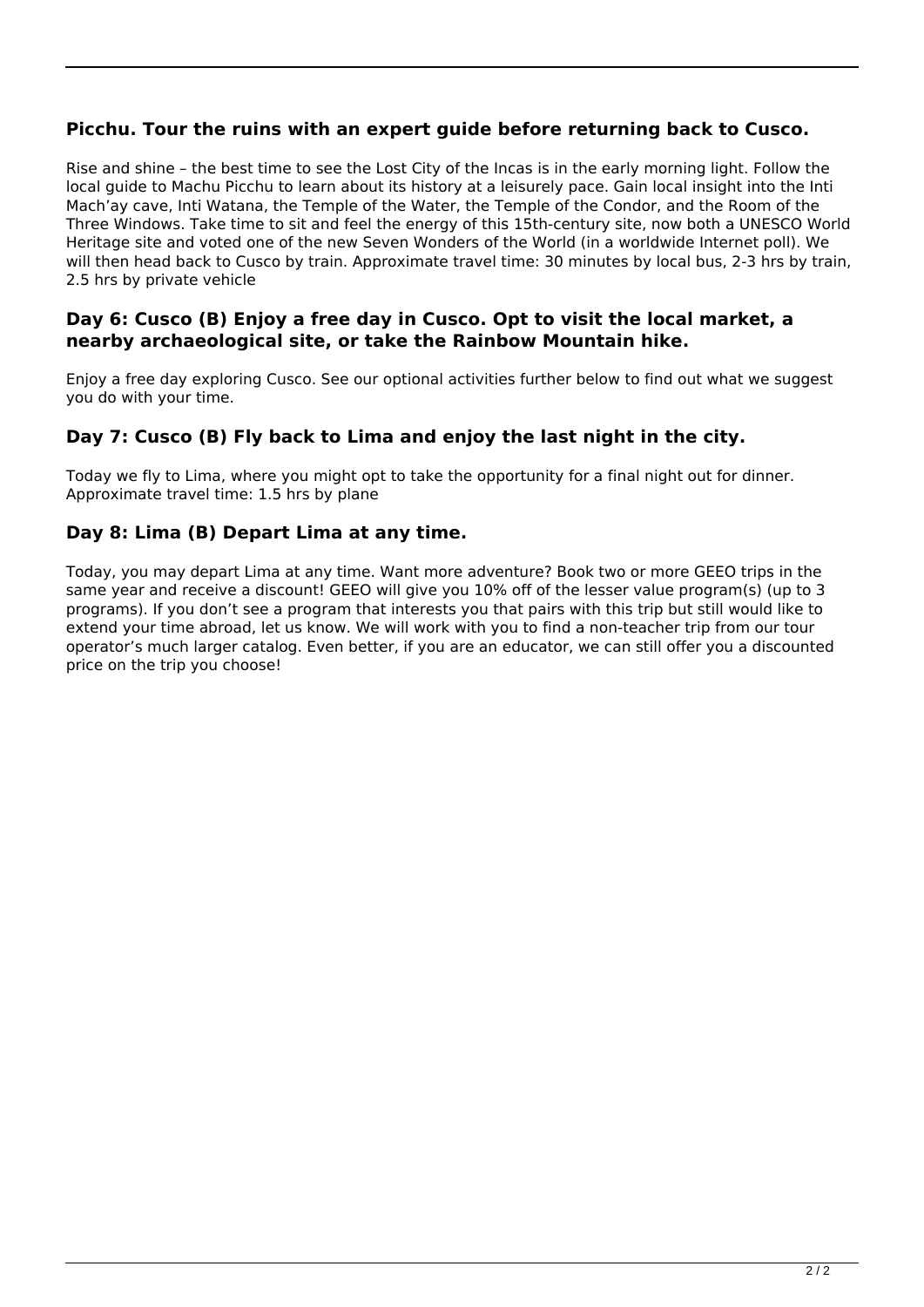### Picchu. Tour the ruins with an expert guide before returning back to Cusco.

Rise and shine – the best time to see the Lost City of the Incas is in the early morning light. Follow the local guide to Machu Picchu to learn about its history at a leisurely pace. Gain local insight into the Inti Mach'ay cave, Inti Watana, the Temple of the Water, the Temple of the Condor, and the Room of the Three Windows. Take time to sit and feel the energy of this 15th-century site, now both a UNESCO World Heritage site and voted one of the new Seven Wonders of the World (in a worldwide Internet poll). We will then head back to Cusco by train. Approximate travel time: 30 minutes by local bus, 2-3 hrs by train, 2.5 hrs by private vehicle

### Day 6: Cusco (B) Enjoy a free day in Cusco. Opt to visit the local market, a nearby archaeological site, or take the Rainbow Mountain hike.

Enjoy a free day exploring Cusco. See our optional activities further below to find out what we suggest you do with your time.

### Day 7: Cusco (B) Fly back to Lima and enjoy the last night in the city.

Today we fly to Lima, where you might opt to take the opportunity for a final night out for dinner. Approximate travel time: 1.5 hrs by plane

### Day 8: Lima (B) Depart Lima at any time.

Today, you may depart Lima at any time. Want more adventure? Book two or more GEEO trips in the same year and receive a discount! GEEO will give you 10% off of the lesser value program(s) (up to 3 programs). If you don't see a program that interests you that pairs with this trip but still would like to extend your time abroad, let us know. We will work with you to find a non-teacher trip from our tour operator's much larger catalog. Even better, if you are an educator, we can still offer you a discounted price on the trip you choose!